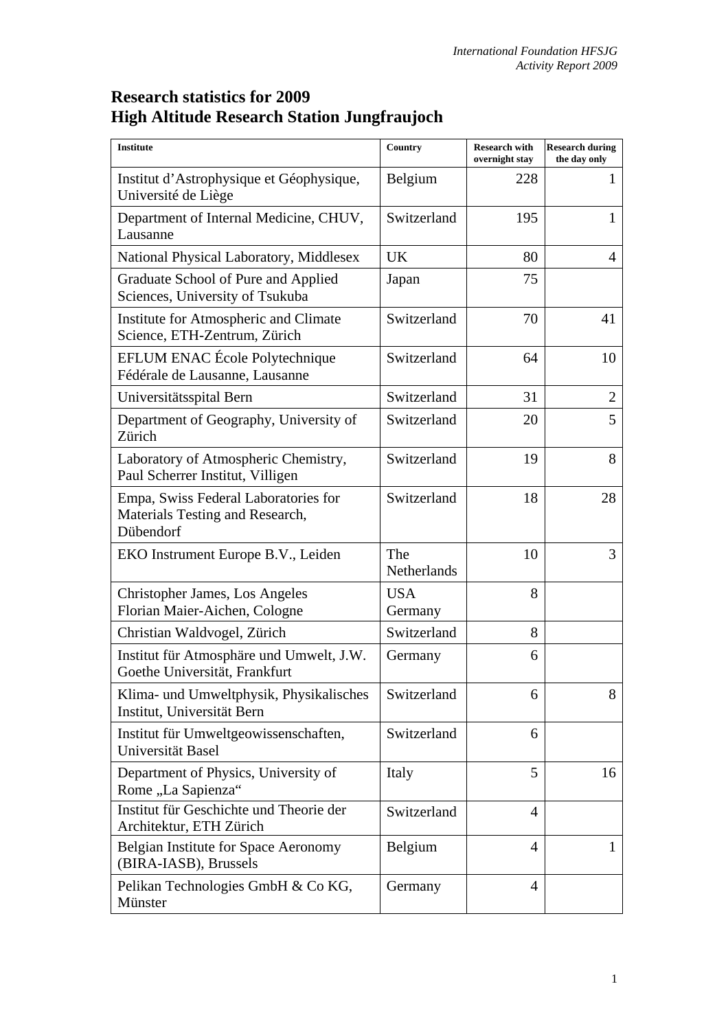# Research statistics for 2009
# High Altitude Research Station Jungfraujoch

| Institute | Country | Research with overnight stay | Research during the day only |
|---|---|---|---|
| Institut d'Astrophysique et Géophysique, Université de Liège | Belgium | 228 | 1 |
| Department of Internal Medicine, CHUV, Lausanne | Switzerland | 195 | 1 |
| National Physical Laboratory, Middlesex | UK | 80 | 4 |
| Graduate School of Pure and Applied Sciences, University of Tsukuba | Japan | 75 | |
| Institute for Atmospheric and Climate Science, ETH-Zentrum, Zürich | Switzerland | 70 | 41 |
| EFLUM ENAC École Polytechnique Fédérale de Lausanne, Lausanne | Switzerland | 64 | 10 |
| Universitätsspital Bern | Switzerland | 31 | 2 |
| Department of Geography, University of Zürich | Switzerland | 20 | 5 |
| Laboratory of Atmospheric Chemistry, Paul Scherrer Institut, Villigen | Switzerland | 19 | 8 |
| Empa, Swiss Federal Laboratories for Materials Testing and Research, Dübendorf | Switzerland | 18 | 28 |
| EKO Instrument Europe B.V., Leiden | The Netherlands | 10 | 3 |
| Christopher James, Los Angeles<br>Florian Maier-Aichen, Cologne | USA<br>Germany | 8 | |
| Christian Waldvogel, Zürich | Switzerland | 8 | |
| Institut für Atmosphäre und Umwelt, J.W. Goethe Universität, Frankfurt | Germany | 6 | |
| Klima- und Umweltphysik, Physikalisches Institut, Universität Bern | Switzerland | 6 | 8 |
| Institut für Umweltgeowissenschaften, Universität Basel | Switzerland | 6 | |
| Department of Physics, University of Rome „La Sapienza" | Italy | 5 | 16 |
| Institut für Geschichte und Theorie der Architektur, ETH Zürich | Switzerland | 4 | |
| Belgian Institute for Space Aeronomy (BIRA-IASB), Brussels | Belgium | 4 | 1 |
| Pelikan Technologies GmbH & Co KG, Münster | Germany | 4 | |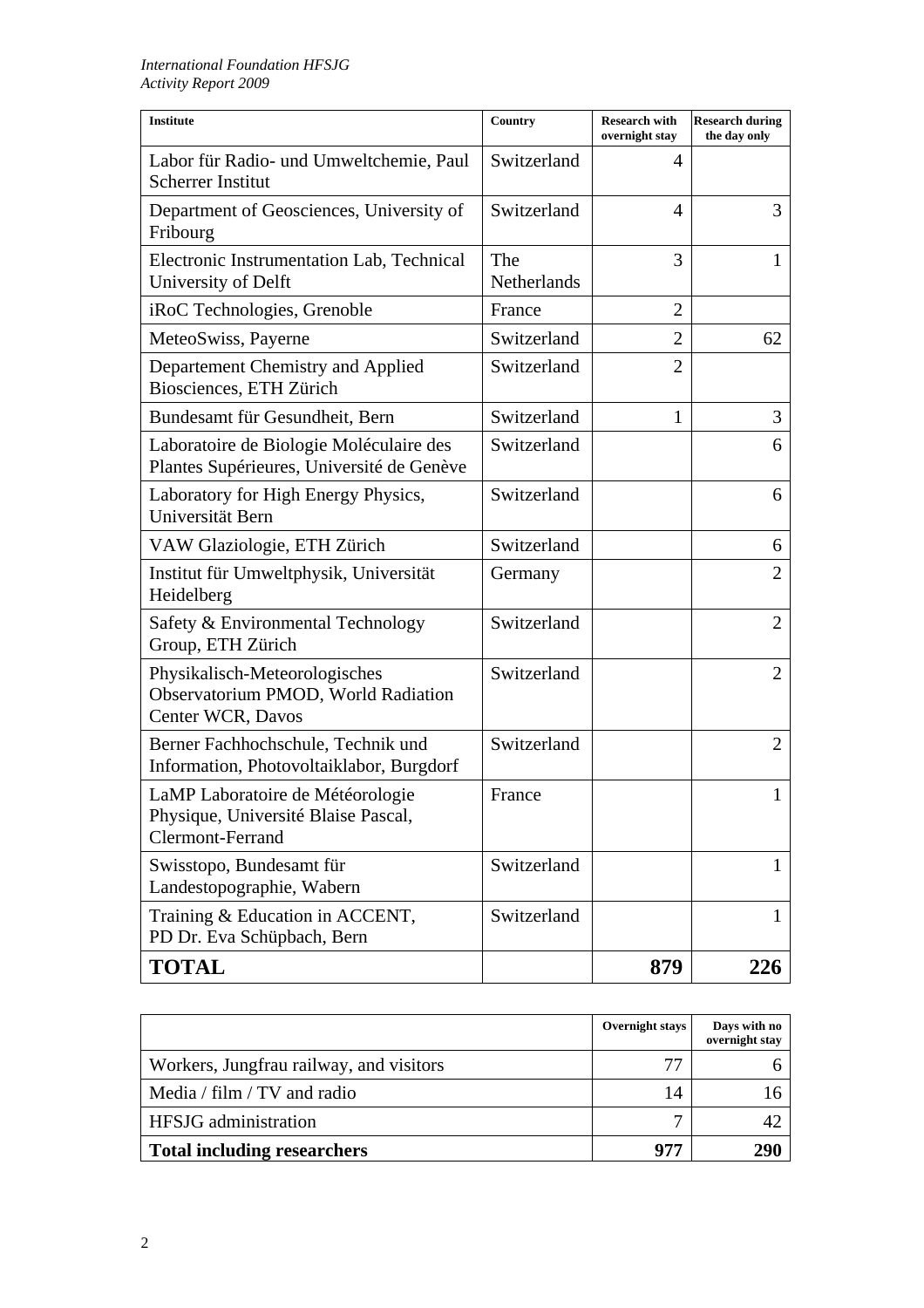| Institute | Country | Research with overnight stay | Research during the day only |
| --- | --- | --- | --- |
| Labor für Radio- und Umweltchemie, Paul Scherrer Institut | Switzerland | 4 | |
| Department of Geosciences, University of Fribourg | Switzerland | 4 | 3 |
| Electronic Instrumentation Lab, Technical University of Delft | The Netherlands | 3 | 1 |
| iRoC Technologies, Grenoble | France | 2 | |
| MeteoSwiss, Payerne | Switzerland | 2 | 62 |
| Departement Chemistry and Applied Biosciences, ETH Zürich | Switzerland | 2 | |
| Bundesamt für Gesundheit, Bern | Switzerland | 1 | 3 |
| Laboratoire de Biologie Moléculaire des Plantes Supérieures, Université de Genève | Switzerland | | 6 |
| Laboratory for High Energy Physics, Universität Bern | Switzerland | | 6 |
| VAW Glaziologie, ETH Zürich | Switzerland | | 6 |
| Institut für Umweltphysik, Universität Heidelberg | Germany | | 2 |
| Safety & Environmental Technology Group, ETH Zürich | Switzerland | | 2 |
| Physikalisch-Meteorologisches Observatorium PMOD, World Radiation Center WCR, Davos | Switzerland | | 2 |
| Berner Fachhochschule, Technik und Information, Photovoltaiklabor, Burgdorf | Switzerland | | 2 |
| LaMP Laboratoire de Météorologie Physique, Université Blaise Pascal, Clermont-Ferrand | France | | 1 |
| Swisstopo, Bundesamt für Landestopographie, Wabern | Switzerland | | 1 |
| Training & Education in ACCENT, PD Dr. Eva Schüpbach, Bern | Switzerland | | 1 |
| **TOTAL** | | **879** | **226** |

| | Overnight stays | Days with no overnight stay |
| --- | --- | --- |
| Workers, Jungfrau railway, and visitors | 77 | 6 |
| Media / film / TV and radio | 14 | 16 |
| HFSJG administration | 7 | 42 |
| **Total including researchers** | **977** | **290** |